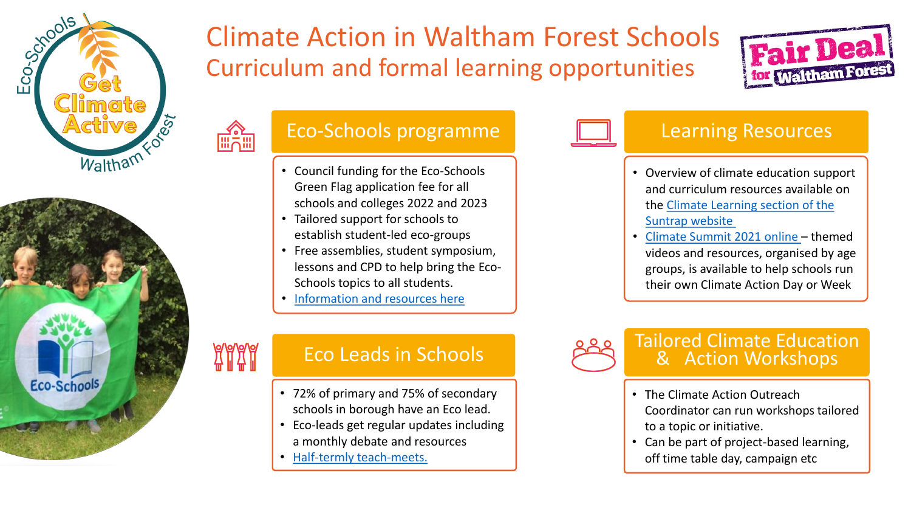# Climate Action in Waltham Forest Schools

## Curriculum and formal learning opportunities

### Eco-Schools programme

- Council funding for the Eco-Schools Green Flag application fee for all schools and colleges 2022 and 2023
- Tailored support for schools to establish student-led eco-groups
- Free assemblies, student symposium, lessons and CPD to help bring the Eco-Schools topics to all students.
- Information and resources here

### Eco Leads in Schools

- 72% of primary and 75% of secondary schools in borough have an Eco lead.
- Eco-leads get regular updates including a monthly debate and resources
- Half-termly teach-meets.

### Learning Resources

- Overview of climate education support and curriculum resources available on the Climate Learning section of the Suntrap website
- Climate Summit 2021 online – themed videos and resources, organised by age groups, is available to help schools run their own Climate Action Day or Week

### Tailored Climate Education & Action Workshops

- The Climate Action Outreach Coordinator can run workshops tailored to a topic or initiative.
- Can be part of project-based learning, off time table day, campaign etc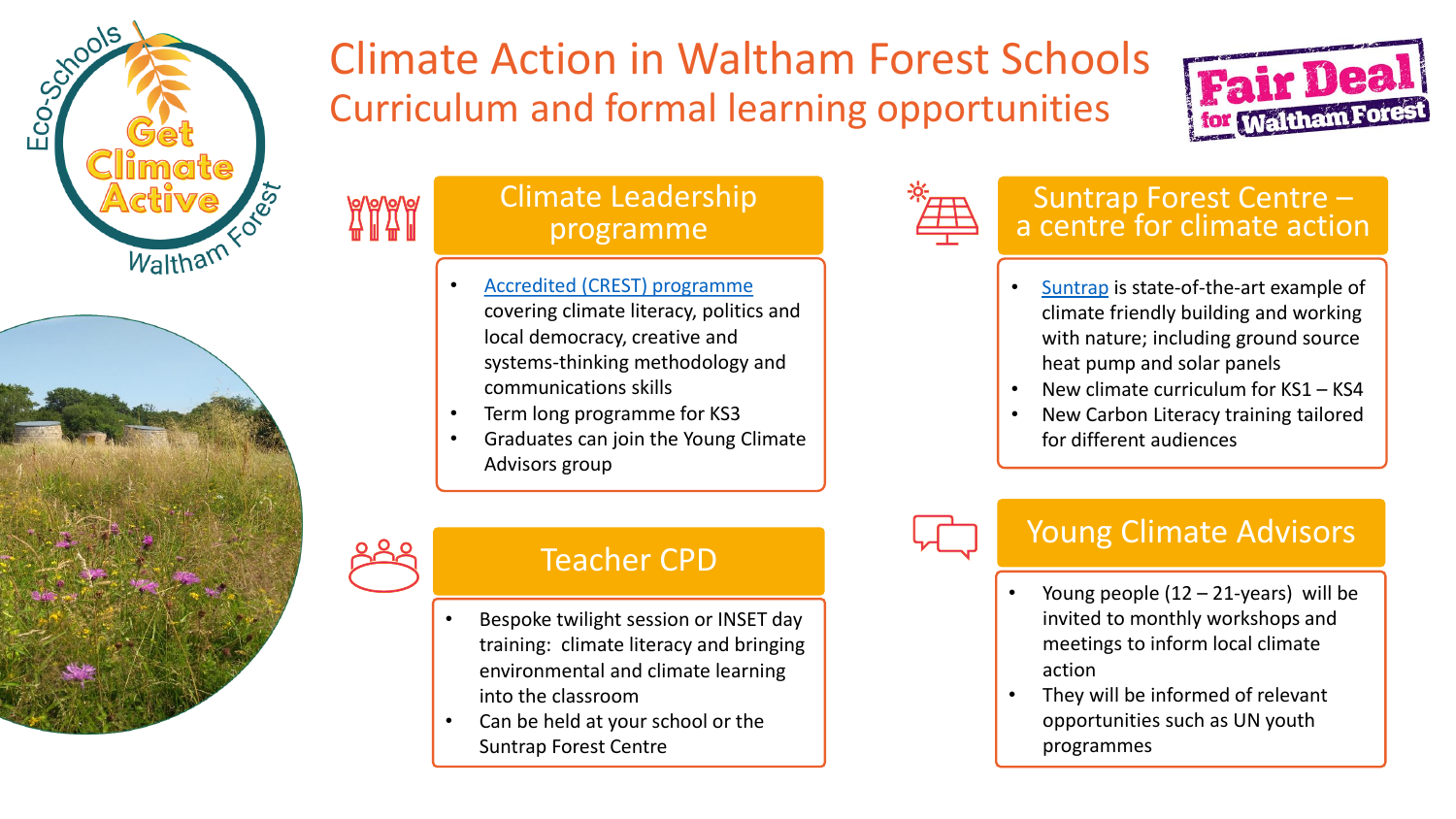# Climate Action in Waltham Forest Schools

## Curriculum and formal learning opportunities

### Climate Leadership programme

- Accredited (CREST) programme covering climate literacy, politics and local democracy, creative and systems-thinking methodology and communications skills
- Term long programme for KS3
- Graduates can join the Young Climate Advisors group

### Teacher CPD

- Bespoke twilight session or INSET day training: climate literacy and bringing environmental and climate learning into the classroom
- Can be held at your school or the Suntrap Forest Centre

### Suntrap Forest Centre – a centre for climate action

- Suntrap is state-of-the-art example of climate friendly building and working with nature; including ground source heat pump and solar panels
- New climate curriculum for KS1 – KS4
- New Carbon Literacy training tailored for different audiences

### Young Climate Advisors

- Young people (12 – 21-years) will be invited to monthly workshops and meetings to inform local climate action
- They will be informed of relevant opportunities such as UN youth programmes